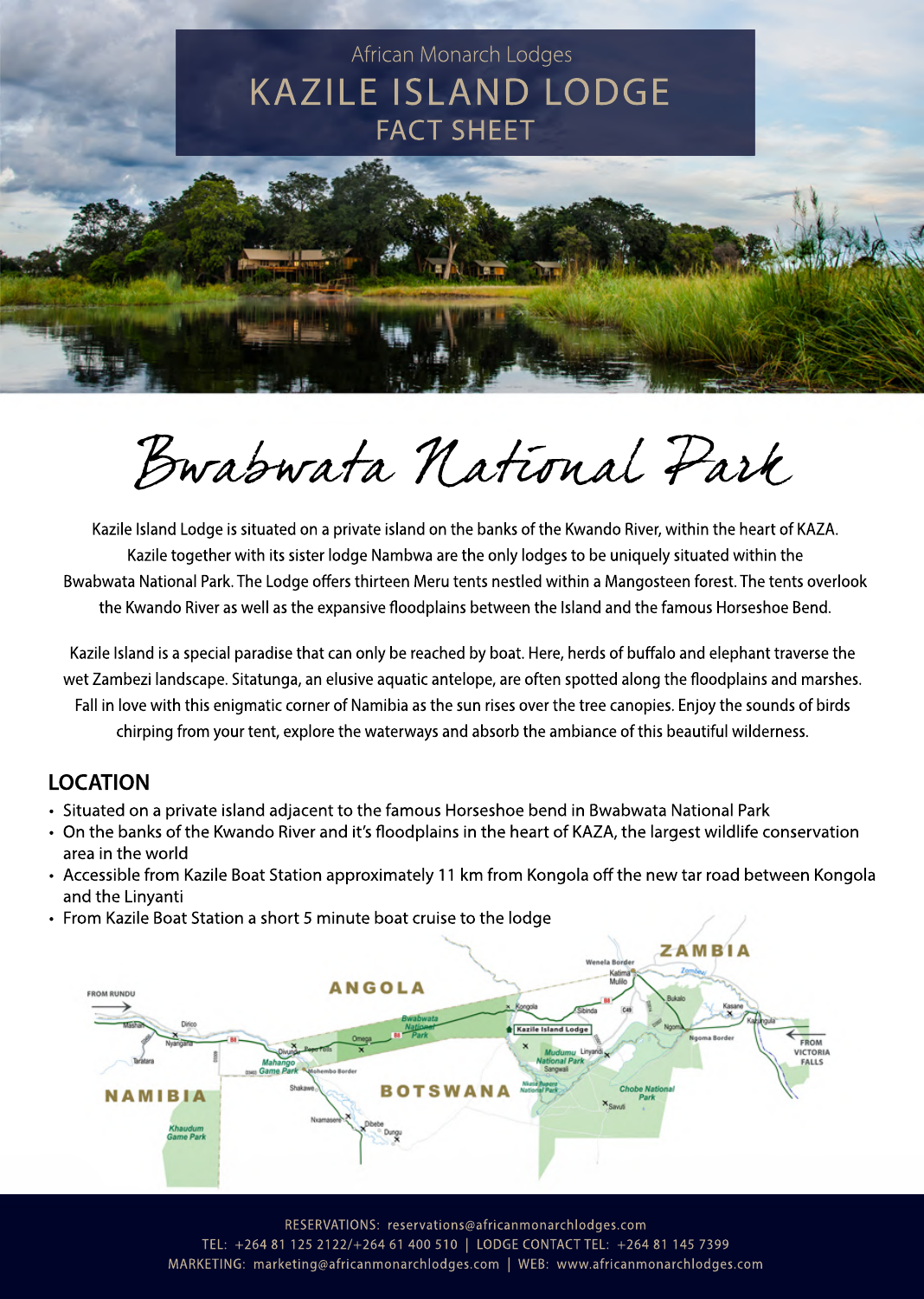African Monarch Lodges

# KAZILE ISLAND LODGE

## FACT SHEET

# Bwabwata National Park

Kazile Island Lodge is situated on a private island on the banks of the Kwando River, within the heart of KAZA. Kazile together with its sister lodge Nambwa are the only lodges to be uniquely situated within the Bwabwata National Park. The Lodge offers thirteen Meru tents nestled within a Mangosteen forest. The tents overlook the Kwando River as well as the expansive floodplains between the Island and the famous Horseshoe Bend.

Kazile Island is a special paradise that can only be reached by boat. Here, herds of buffalo and elephant traverse the wet Zambezi landscape. Sitatunga, an elusive aquatic antelope, are often spotted along the floodplains and marshes. Fall in love with this enigmatic corner of Namibia as the sun rises over the tree canopies. Enjoy the sounds of birds chirping from your tent, explore the waterways and absorb the ambiance of this beautiful wilderness.

## LOCATION

- Situated on a private island adjacent to the famous Horseshoe bend in Bwabwata National Park
- On the banks of the Kwando River and it's floodplains in the heart of KAZA, the largest wildlife conservation area in the world
- Accessible from Kazile Boat Station approximately 11 km from Kongola off the new tar road between Kongola and the Linyanti
- From Kazile Boat Station a short 5 minute boat cruise to the lodge

RESERVATIONS: reservations@africanmonarchlodges.com
TEL: +264 81 125 2122/+264 61 400 510 | LODGE CONTACT TEL: +264 81 145 7399
MARKETING: marketing@africanmonarchlodges.com | WEB: www.africanmonarchlodges.com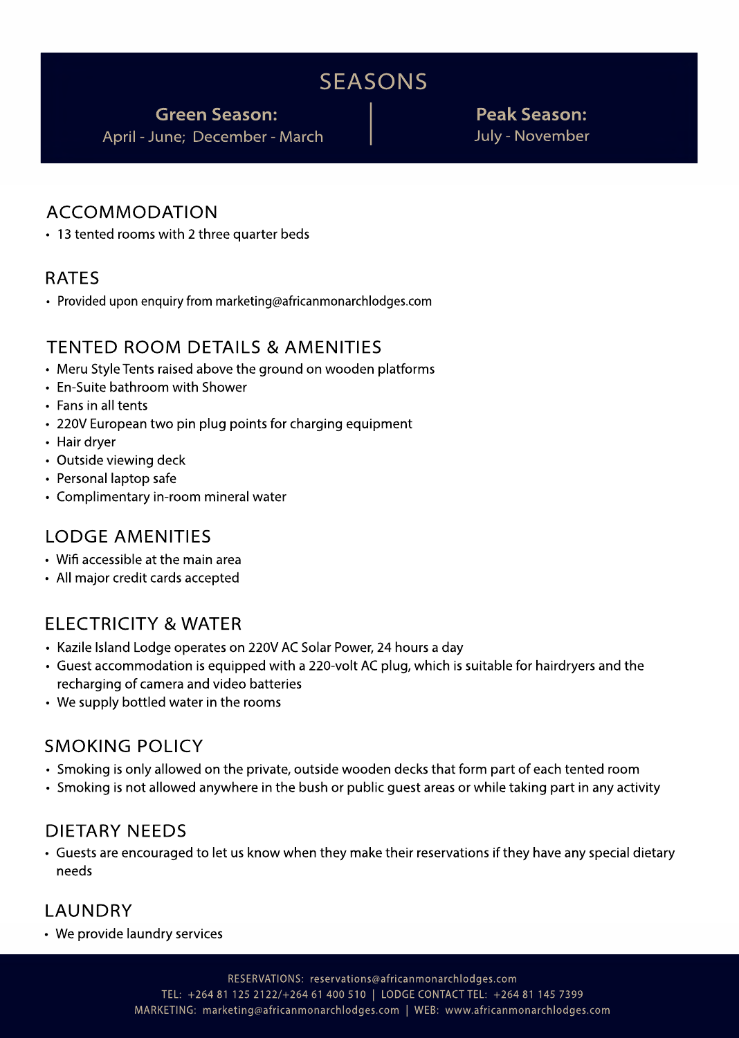# SEASONS

**Green Season:**
April - June; December - March

**Peak Season:**
July - November

## ACCOMMODATION

- 13 tented rooms with 2 three quarter beds

## RATES

- Provided upon enquiry from marketing@africanmonarchlodges.com

## TENTED ROOM DETAILS & AMENITIES

- Meru Style Tents raised above the ground on wooden platforms
- En-Suite bathroom with Shower
- Fans in all tents
- 220V European two pin plug points for charging equipment
- Hair dryer
- Outside viewing deck
- Personal laptop safe
- Complimentary in-room mineral water

## LODGE AMENITIES

- Wifi accessible at the main area
- All major credit cards accepted

## ELECTRICITY & WATER

- Kazile Island Lodge operates on 220V AC Solar Power, 24 hours a day
- Guest accommodation is equipped with a 220-volt AC plug, which is suitable for hairdryers and the recharging of camera and video batteries
- We supply bottled water in the rooms

## SMOKING POLICY

- Smoking is only allowed on the private, outside wooden decks that form part of each tented room
- Smoking is not allowed anywhere in the bush or public guest areas or while taking part in any activity

## DIETARY NEEDS

- Guests are encouraged to let us know when they make their reservations if they have any special dietary needs

## LAUNDRY

- We provide laundry services

RESERVATIONS: reservations@africanmonarchlodges.com
TEL: +264 81 125 2122/+264 61 400 510 | LODGE CONTACT TEL: +264 81 145 7399
MARKETING: marketing@africanmonarchlodges.com | WEB: www.africanmonarchlodges.com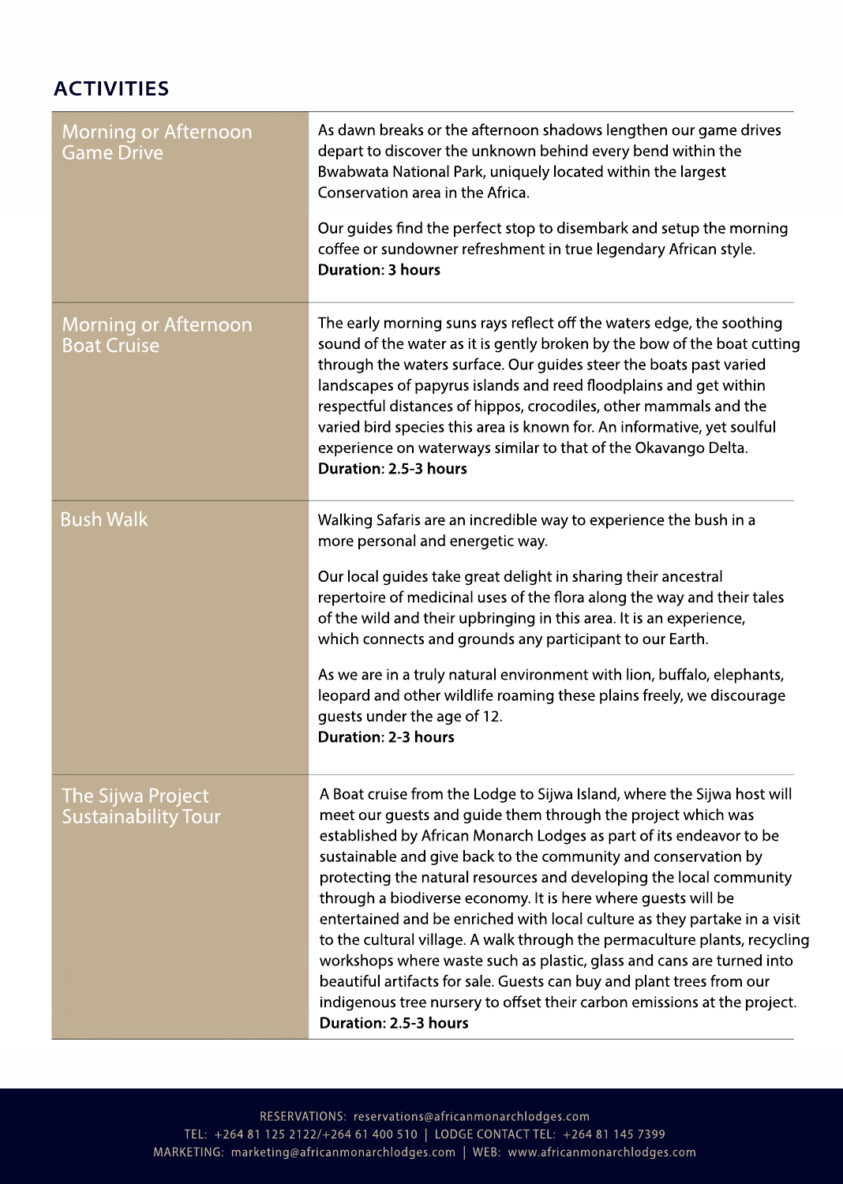## ACTIVITIES

| | |
|---|---|
| Morning or Afternoon Game Drive | As dawn breaks or the afternoon shadows lengthen our game drives depart to discover the unknown behind every bend within the Bwabwata National Park, uniquely located within the largest Conservation area in the Africa.<br><br>Our guides find the perfect stop to disembark and setup the morning coffee or sundowner refreshment in true legendary African style.<br>**Duration: 3 hours** |
| Morning or Afternoon Boat Cruise | The early morning suns rays reflect off the waters edge, the soothing sound of the water as it is gently broken by the bow of the boat cutting through the waters surface. Our guides steer the boats past varied landscapes of papyrus islands and reed floodplains and get within respectful distances of hippos, crocodiles, other mammals and the varied bird species this area is known for. An informative, yet soulful experience on waterways similar to that of the Okavango Delta.<br>**Duration: 2.5-3 hours** |
| Bush Walk | Walking Safaris are an incredible way to experience the bush in a more personal and energetic way.<br><br>Our local guides take great delight in sharing their ancestral repertoire of medicinal uses of the flora along the way and their tales of the wild and their upbringing in this area. It is an experience, which connects and grounds any participant to our Earth.<br><br>As we are in a truly natural environment with lion, buffalo, elephants, leopard and other wildlife roaming these plains freely, we discourage guests under the age of 12.<br>**Duration: 2-3 hours** |
| The Sijwa Project Sustainability Tour | A Boat cruise from the Lodge to Sijwa Island, where the Sijwa host will meet our guests and guide them through the project which was established by African Monarch Lodges as part of its endeavor to be sustainable and give back to the community and conservation by protecting the natural resources and developing the local community through a biodiverse economy. It is here where guests will be entertained and be enriched with local culture as they partake in a visit to the cultural village. A walk through the permaculture plants, recycling workshops where waste such as plastic, glass and cans are turned into beautiful artifacts for sale. Guests can buy and plant trees from our indigenous tree nursery to offset their carbon emissions at the project.<br>**Duration: 2.5-3 hours** |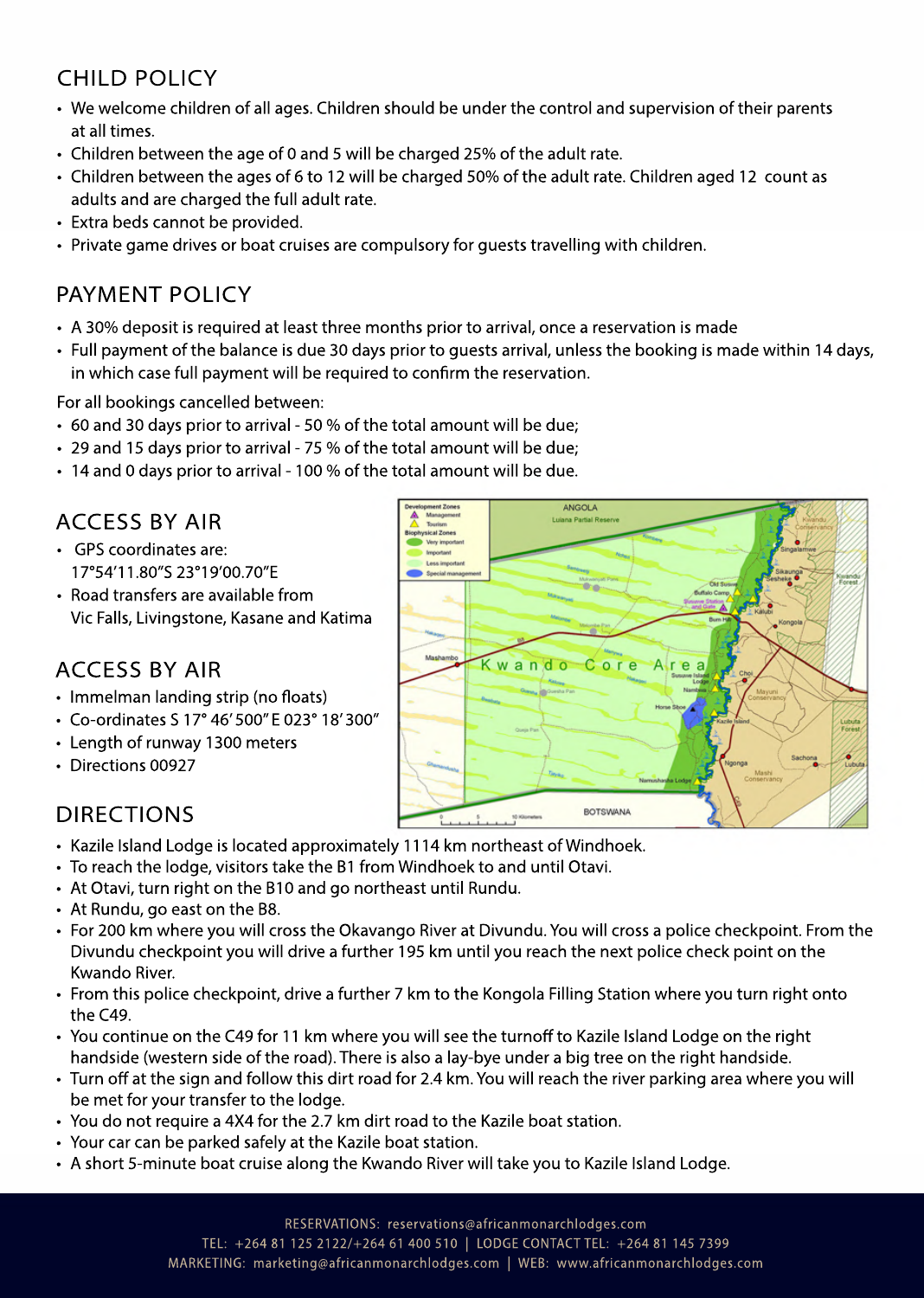## CHILD POLICY

- We welcome children of all ages. Children should be under the control and supervision of their parents at all times.
- Children between the age of 0 and 5 will be charged 25% of the adult rate.
- Children between the ages of 6 to 12 will be charged 50% of the adult rate. Children aged 12 count as adults and are charged the full adult rate.
- Extra beds cannot be provided.
- Private game drives or boat cruises are compulsory for guests travelling with children.

## PAYMENT POLICY

- A 30% deposit is required at least three months prior to arrival, once a reservation is made
- Full payment of the balance is due 30 days prior to guests arrival, unless the booking is made within 14 days, in which case full payment will be required to confirm the reservation.

For all bookings cancelled between:

- 60 and 30 days prior to arrival - 50 % of the total amount will be due;
- 29 and 15 days prior to arrival - 75 % of the total amount will be due;
- 14 and 0 days prior to arrival - 100 % of the total amount will be due.

## ACCESS BY AIR

- GPS coordinates are: 17°54'11.80"S 23°19'00.70"E
- Road transfers are available from Vic Falls, Livingstone, Kasane and Katima

## ACCESS BY AIR

- Immelman landing strip (no floats)
- Co-ordinates S 17° 46' 500" E 023° 18' 300"
- Length of runway 1300 meters
- Directions 00927

## DIRECTIONS

- Kazile Island Lodge is located approximately 1114 km northeast of Windhoek.
- To reach the lodge, visitors take the B1 from Windhoek to and until Otavi.
- At Otavi, turn right on the B10 and go northeast until Rundu.
- At Rundu, go east on the B8.
- For 200 km where you will cross the Okavango River at Divundu. You will cross a police checkpoint. From the Divundu checkpoint you will drive a further 195 km until you reach the next police check point on the Kwando River.
- From this police checkpoint, drive a further 7 km to the Kongola Filling Station where you turn right onto the C49.
- You continue on the C49 for 11 km where you will see the turnoff to Kazile Island Lodge on the right handside (western side of the road). There is also a lay-bye under a big tree on the right handside.
- Turn off at the sign and follow this dirt road for 2.4 km. You will reach the river parking area where you will be met for your transfer to the lodge.
- You do not require a 4X4 for the 2.7 km dirt road to the Kazile boat station.
- Your car can be parked safely at the Kazile boat station.
- A short 5-minute boat cruise along the Kwando River will take you to Kazile Island Lodge.

RESERVATIONS: reservations@africanmonarchlodges.com
TEL: +264 81 125 2122/+264 61 400 510 | LODGE CONTACT TEL: +264 81 145 7399
MARKETING: marketing@africanmonarchlodges.com | WEB: www.africanmonarchlodges.com